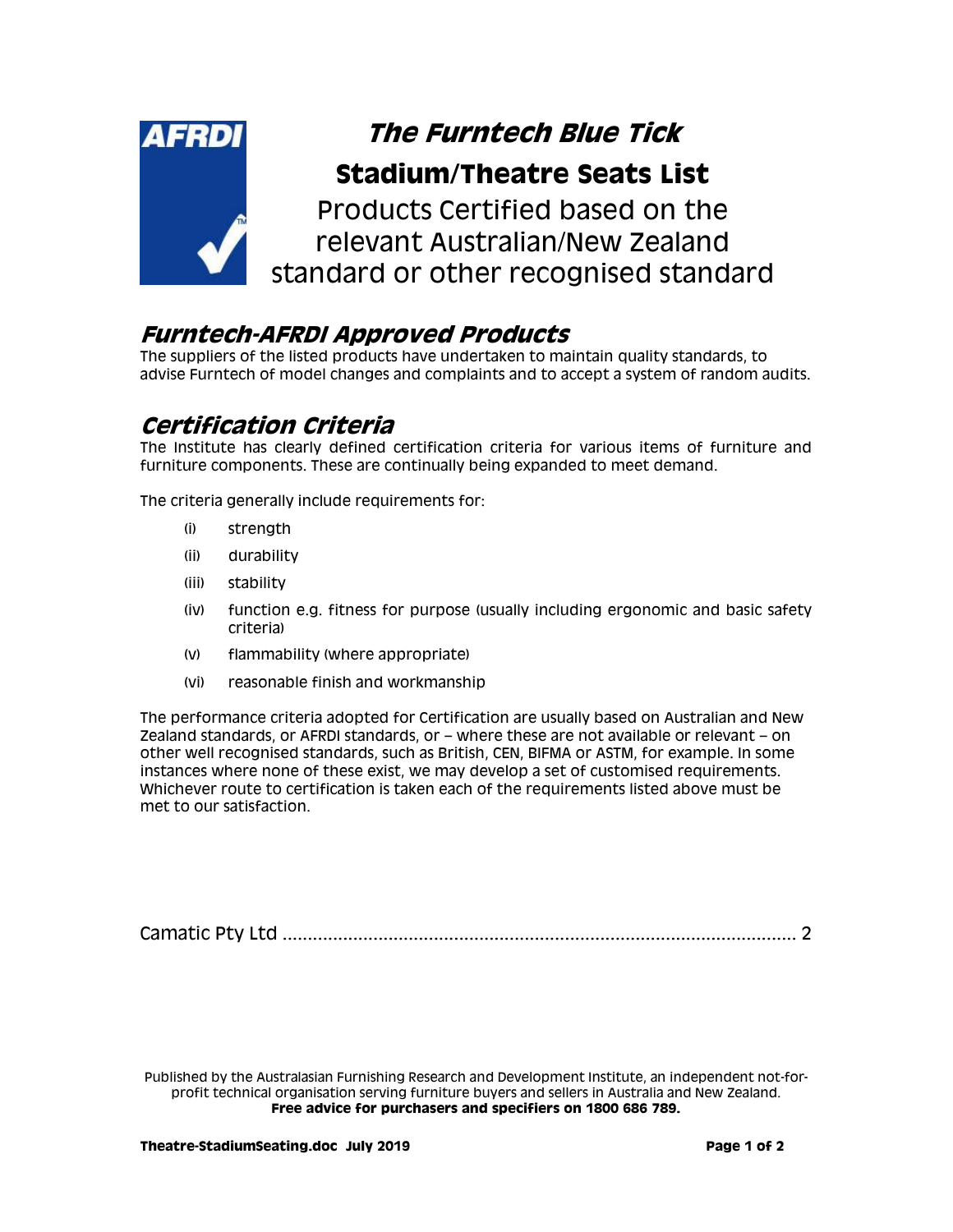AFRDI

# *The Furntech Blue Tick*

## Stadium/Theatre Seats List

Products Certified based on the relevant Australian/New Zealand standard or other recognised standard

## *Furntech-AFRDI Approved Products*

The suppliers of the listed products have undertaken to maintain quality standards, to advise Furntech of model changes and complaints and to accept a system of random audits.

## *Certification Criteria*

The Institute has clearly defined certification criteria for various items of furniture and furniture components. These are continually being expanded to meet demand.

The criteria generally include requirements for:

- (i) strength
- (ii) durability
- (iii) stability
- (iv) function e.g. fitness for purpose (usually including ergonomic and basic safety criteria)
- (v) flammability (where appropriate)
- (vi) reasonable finish and workmanship

The performance criteria adopted for Certification are usually based on Australian and New Zealand standards, or AFRDI standards, or – where these are not available or relevant – on other well recognised standards, such as British, CEN, BIFMA or ASTM, for example. In some instances where none of these exist, we may develop a set of customised requirements. Whichever route to certification is taken each of the requirements listed above must be met to our satisfaction.

Camatic Pty Ltd ........................................................................................ 2

Published by the Australasian Furnishing Research and Development Institute, an independent not-for-profit technical organisation serving furniture buyers and sellers in Australia and New Zealand.
**Free advice for purchasers and specifiers on 1800 686 789.**

**Theatre-StadiumSeating.doc July 2019**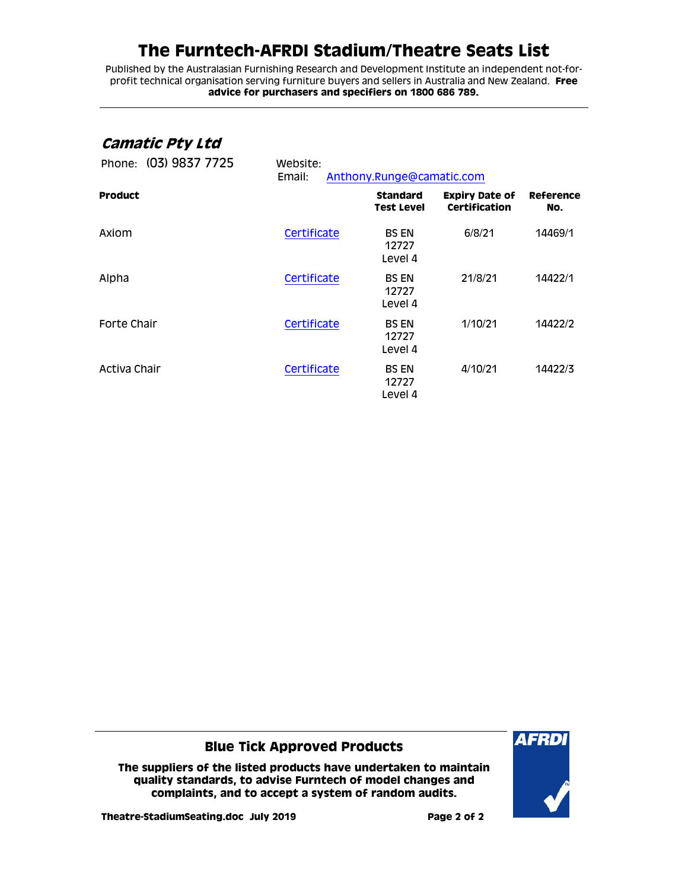# The Furntech-AFRDI Stadium/Theatre Seats List

Published by the Australasian Furnishing Research and Development Institute an independent not-for-profit technical organisation serving furniture buyers and sellers in Australia and New Zealand. **Free advice for purchasers and specifiers on 1800 686 789.**

## *Camatic Pty Ltd*

Phone: (03) 9837 7725

Website:

Email: Anthony.Runge@camatic.com

| Product | | Standard Test Level | Expiry Date of Certification | Reference No. |
|---|---|---|---|---|
| Axiom | Certificate | BS EN 12727 Level 4 | 6/8/21 | 14469/1 |
| Alpha | Certificate | BS EN 12727 Level 4 | 21/8/21 | 14422/1 |
| Forte Chair | Certificate | BS EN 12727 Level 4 | 1/10/21 | 14422/2 |
| Activa Chair | Certificate | BS EN 12727 Level 4 | 4/10/21 | 14422/3 |

**Blue Tick Approved Products**

**The suppliers of the listed products have undertaken to maintain quality standards, to advise Furntech of model changes and complaints, and to accept a system of random audits.**

**Theatre-StadiumSeating.doc July 2019**